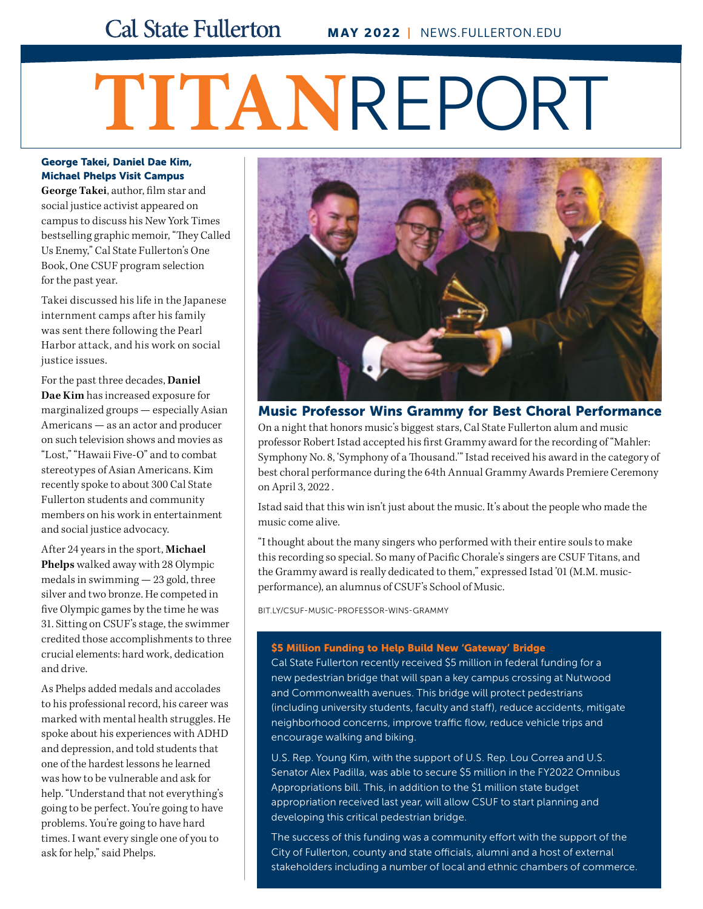Cal State Fullerton **MAY 2022** | NEWS.FULLERTON.EDU

# TITANREPORT

### George Takei, Daniel Dae Kim, Michael Phelps Visit Campus

**George Takei**, author, film star and social justice activist appeared on campus to discuss his New York Times bestselling graphic memoir, "They Called Us Enemy," Cal State Fullerton's One Book, One CSUF program selection for the past year.

Takei discussed his life in the Japanese internment camps after his family was sent there following the Pearl Harbor attack, and his work on social justice issues.

For the past three decades, **Daniel Dae Kim** has increased exposure for marginalized groups — especially Asian Americans — as an actor and producer on such television shows and movies as "Lost," "Hawaii Five-O" and to combat stereotypes of Asian Americans. Kim recently spoke to about 300 Cal State Fullerton students and community members on his work in entertainment and social justice advocacy.

After 24 years in the sport, **Michael Phelps** walked away with 28 Olympic medals in swimming — 23 gold, three silver and two bronze. He competed in five Olympic games by the time he was 31. Sitting on CSUF's stage, the swimmer credited those accomplishments to three crucial elements: hard work, dedication and drive.

As Phelps added medals and accolades to his professional record, his career was marked with mental health struggles. He spoke about his experiences with ADHD and depression, and told students that one of the hardest lessons he learned was how to be vulnerable and ask for help. "Understand that not everything's going to be perfect. You're going to have problems. You're going to have hard times. I want every single one of you to ask for help," said Phelps.

### Music Professor Wins Grammy for Best Choral Performance

On a night that honors music's biggest stars, Cal State Fullerton alum and music professor Robert Istad accepted his first Grammy award for the recording of "Mahler: Symphony No. 8, 'Symphony of a Thousand.'" Istad received his award in the category of best choral performance during the 64th Annual Grammy Awards Premiere Ceremony on April 3, 2022 .

Istad said that this win isn't just about the music. It's about the people who made the music come alive.

"I thought about the many singers who performed with their entire souls to make this recording so special. So many of Pacific Chorale's singers are CSUF Titans, and the Grammy award is really dedicated to them," expressed Istad '01 (M.M. music-performance), an alumnus of CSUF's School of Music.

BIT.LY/CSUF-MUSIC-PROFESSOR-WINS-GRAMMY

### $5 Million Funding to Help Build New 'Gateway' Bridge

Cal State Fullerton recently received $5 million in federal funding for a new pedestrian bridge that will span a key campus crossing at Nutwood and Commonwealth avenues. This bridge will protect pedestrians (including university students, faculty and staff), reduce accidents, mitigate neighborhood concerns, improve traffic flow, reduce vehicle trips and encourage walking and biking.

U.S. Rep. Young Kim, with the support of U.S. Rep. Lou Correa and U.S. Senator Alex Padilla, was able to secure $5 million in the FY2022 Omnibus Appropriations bill. This, in addition to the $1 million state budget appropriation received last year, will allow CSUF to start planning and developing this critical pedestrian bridge.

The success of this funding was a community effort with the support of the City of Fullerton, county and state officials, alumni and a host of external stakeholders including a number of local and ethnic chambers of commerce.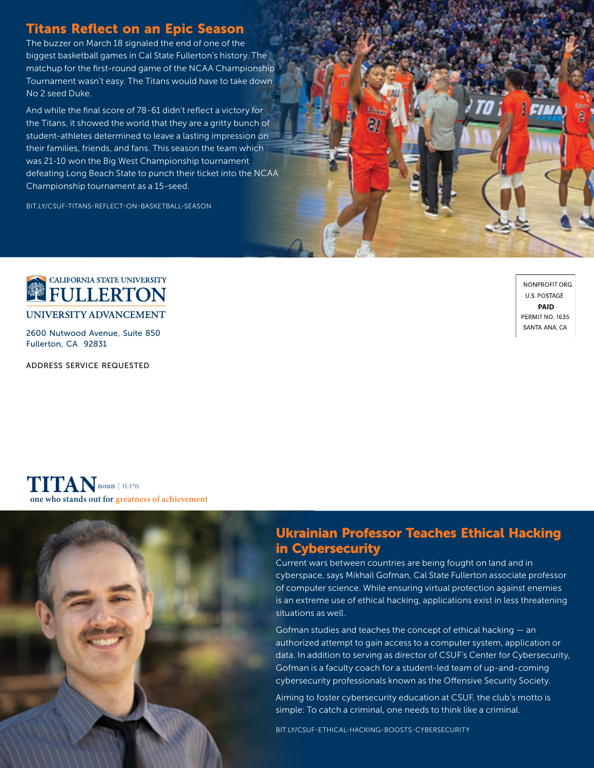## Titans Reflect on an Epic Season

The buzzer on March 18 signaled the end of one of the biggest basketball games in Cal State Fullerton's history. The matchup for the first-round game of the NCAA Championship Tournament wasn't easy. The Titans would have to take down No 2 seed Duke.

And while the final score of 78-61 didn't reflect a victory for the Titans, it showed the world that they are a gritty bunch of student-athletes determined to leave a lasting impression on their families, friends, and fans. This season the team which was 21-10 won the Big West Championship tournament defeating Long Beach State to punch their ticket into the NCAA Championship tournament as a 15-seed.

BIT.LY/CSUF-TITANS-REFLECT-ON-BASKETBALL-SEASON

CALIFORNIA STATE UNIVERSITY
FULLERTON
UNIVERSITY ADVANCEMENT

2600 Nutwood Avenue, Suite 850
Fullerton, CA 92831

ADDRESS SERVICE REQUESTED

NONPROFIT ORG.
U.S. POSTAGE
**PAID**
PERMIT NO. 1635
SANTA ANA, CA

**TITAN** noun | tī-tᵊn
one who stands out for greatness of achievement

## Ukrainian Professor Teaches Ethical Hacking in Cybersecurity

Current wars between countries are being fought on land and in cyberspace, says Mikhail Gofman, Cal State Fullerton associate professor of computer science. While ensuring virtual protection against enemies is an extreme use of ethical hacking, applications exist in less threatening situations as well.

Gofman studies and teaches the concept of ethical hacking — an authorized attempt to gain access to a computer system, application or data. In addition to serving as director of CSUF's Center for Cybersecurity, Gofman is a faculty coach for a student-led team of up-and-coming cybersecurity professionals known as the Offensive Security Society.

Aiming to foster cybersecurity education at CSUF, the club's motto is simple: To catch a criminal, one needs to think like a criminal.

BIT.LY/CSUF-ETHICAL-HACKING-BOOSTS-CYBERSECURITY